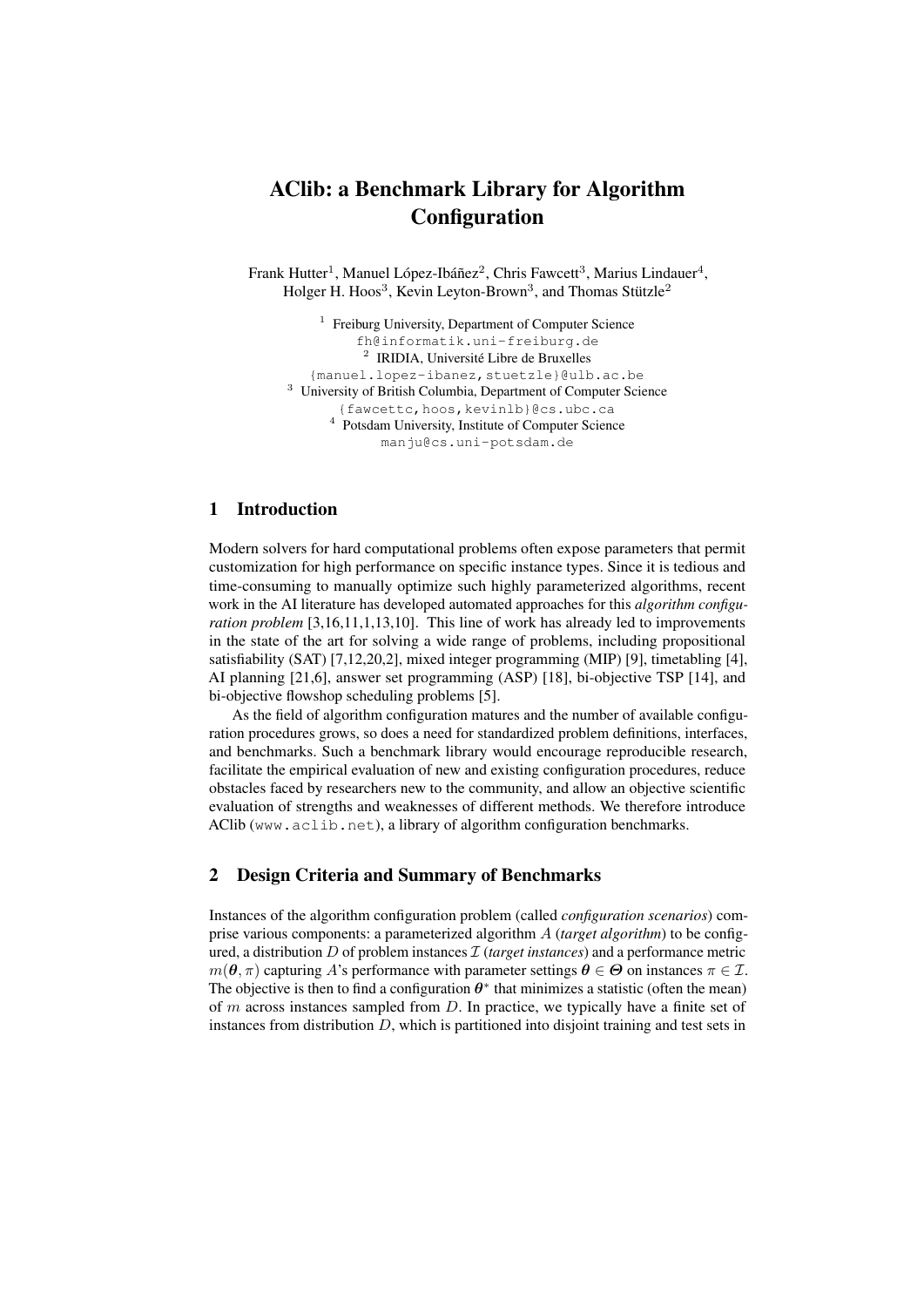# AClib: a Benchmark Library for Algorithm Configuration

Frank Hutter[1], Manuel López-Ibáñez[2], Chris Fawcett[3], Marius Lindauer[4], Holger H. Hoos[3], Kevin Leyton-Brown[3], and Thomas Stützle[2]

[1] Freiburg University, Department of Computer Science
fh@informatik.uni-freiburg.de
[2] IRIDIA, Université Libre de Bruxelles
{manuel.lopez-ibanez,stuetzle}@ulb.ac.be
[3] University of British Columbia, Department of Computer Science
{fawcettc,hoos,kevinlb}@cs.ubc.ca
[4] Potsdam University, Institute of Computer Science
manju@cs.uni-potsdam.de

## 1 Introduction

Modern solvers for hard computational problems often expose parameters that permit customization for high performance on specific instance types. Since it is tedious and time-consuming to manually optimize such highly parameterized algorithms, recent work in the AI literature has developed automated approaches for this *algorithm configuration problem* [3,16,11,1,13,10]. This line of work has already led to improvements in the state of the art for solving a wide range of problems, including propositional satisfiability (SAT) [7,12,20,2], mixed integer programming (MIP) [9], timetabling [4], AI planning [21,6], answer set programming (ASP) [18], bi-objective TSP [14], and bi-objective flowshop scheduling problems [5].

As the field of algorithm configuration matures and the number of available configuration procedures grows, so does a need for standardized problem definitions, interfaces, and benchmarks. Such a benchmark library would encourage reproducible research, facilitate the empirical evaluation of new and existing configuration procedures, reduce obstacles faced by researchers new to the community, and allow an objective scientific evaluation of strengths and weaknesses of different methods. We therefore introduce AClib (www.aclib.net), a library of algorithm configuration benchmarks.

## 2 Design Criteria and Summary of Benchmarks

Instances of the algorithm configuration problem (called *configuration scenarios*) comprise various components: a parameterized algorithm $A$ (*target algorithm*) to be configured, a distribution $D$ of problem instances $\mathcal{I}$ (*target instances*) and a performance metric $m(\boldsymbol{\theta}, \pi)$ capturing $A$'s performance with parameter settings $\boldsymbol{\theta} \in \boldsymbol{\Theta}$ on instances $\pi \in \mathcal{I}$. The objective is then to find a configuration $\boldsymbol{\theta}^*$ that minimizes a statistic (often the mean) of $m$ across instances sampled from $D$. In practice, we typically have a finite set of instances from distribution $D$, which is partitioned into disjoint training and test sets in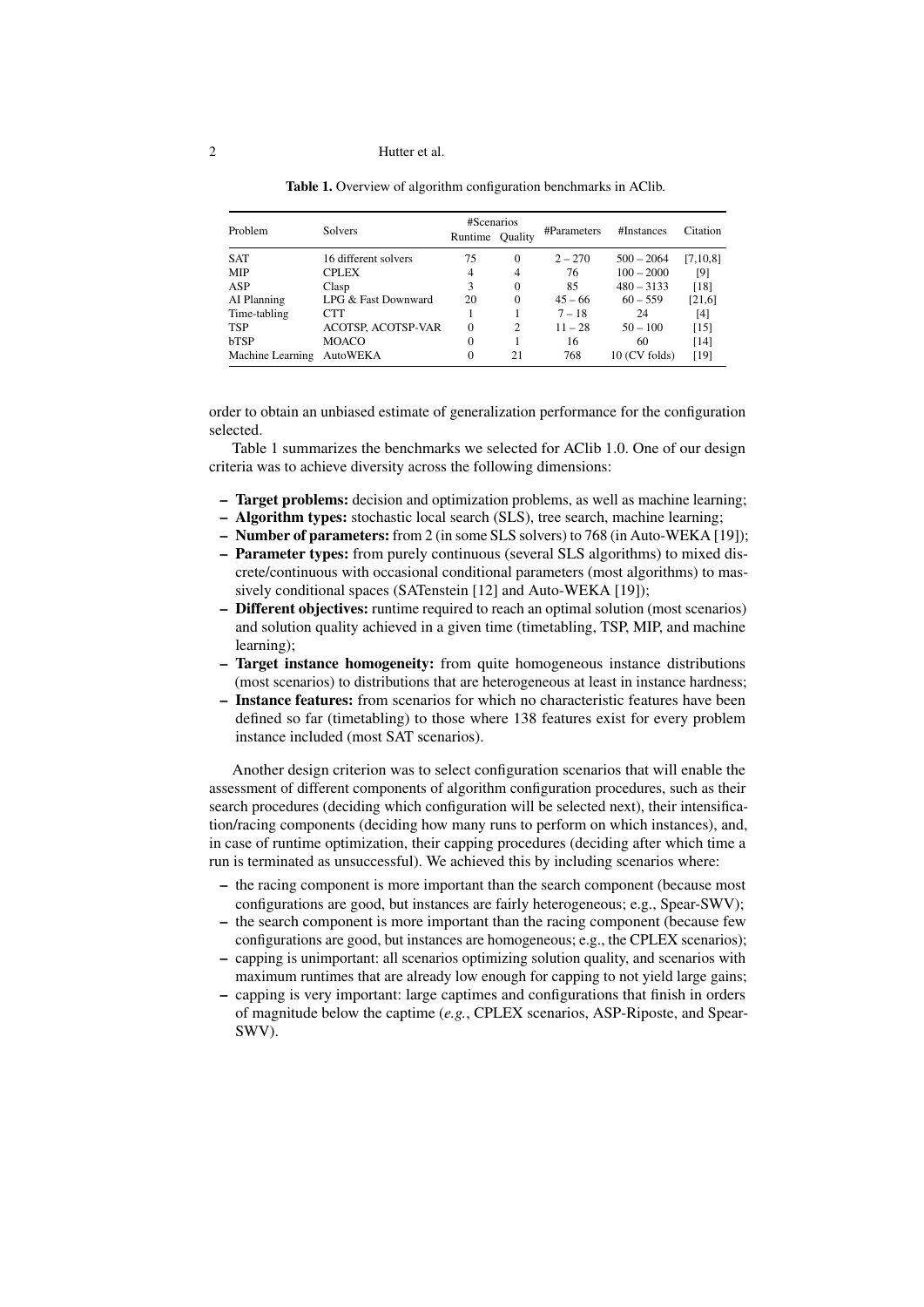**Table 1.** Overview of algorithm configuration benchmarks in AClib.

| Problem | Solvers | #Scenarios | | #Parameters | #Instances | Citation |
|---|---|---|---|---|---|---|
| | | Runtime | Quality | | | |
| SAT | 16 different solvers | 75 | 0 | 2 – 270 | 500 – 2064 | [7,10,8] |
| MIP | CPLEX | 4 | 4 | 76 | 100 – 2000 | [9] |
| ASP | Clasp | 3 | 0 | 85 | 480 – 3133 | [18] |
| AI Planning | LPG & Fast Downward | 20 | 0 | 45 – 66 | 60 – 559 | [21,6] |
| Time-tabling | CTT | 1 | 1 | 7 – 18 | 24 | [4] |
| TSP | ACOTSP, ACOTSP-VAR | 0 | 2 | 11 – 28 | 50 – 100 | [15] |
| bTSP | MOACO | 0 | 1 | 16 | 60 | [14] |
| Machine Learning | AutoWEKA | 0 | 21 | 768 | 10 (CV folds) | [19] |

order to obtain an unbiased estimate of generalization performance for the configuration selected.

Table 1 summarizes the benchmarks we selected for AClib 1.0. One of our design criteria was to achieve diversity across the following dimensions:

- **Target problems:** decision and optimization problems, as well as machine learning;
- **Algorithm types:** stochastic local search (SLS), tree search, machine learning;
- **Number of parameters:** from 2 (in some SLS solvers) to 768 (in Auto-WEKA [19]);
- **Parameter types:** from purely continuous (several SLS algorithms) to mixed discrete/continuous with occasional conditional parameters (most algorithms) to massively conditional spaces (SATenstein [12] and Auto-WEKA [19]);
- **Different objectives:** runtime required to reach an optimal solution (most scenarios) and solution quality achieved in a given time (timetabling, TSP, MIP, and machine learning);
- **Target instance homogeneity:** from quite homogeneous instance distributions (most scenarios) to distributions that are heterogeneous at least in instance hardness;
- **Instance features:** from scenarios for which no characteristic features have been defined so far (timetabling) to those where 138 features exist for every problem instance included (most SAT scenarios).

Another design criterion was to select configuration scenarios that will enable the assessment of different components of algorithm configuration procedures, such as their search procedures (deciding which configuration will be selected next), their intensification/racing components (deciding how many runs to perform on which instances), and, in case of runtime optimization, their capping procedures (deciding after which time a run is terminated as unsuccessful). We achieved this by including scenarios where:

- the racing component is more important than the search component (because most configurations are good, but instances are fairly heterogeneous; e.g., Spear-SWV);
- the search component is more important than the racing component (because few configurations are good, but instances are homogeneous; e.g., the CPLEX scenarios);
- capping is unimportant: all scenarios optimizing solution quality, and scenarios with maximum runtimes that are already low enough for capping to not yield large gains;
- capping is very important: large captimes and configurations that finish in orders of magnitude below the captime (*e.g.*, CPLEX scenarios, ASP-Riposte, and Spear-SWV).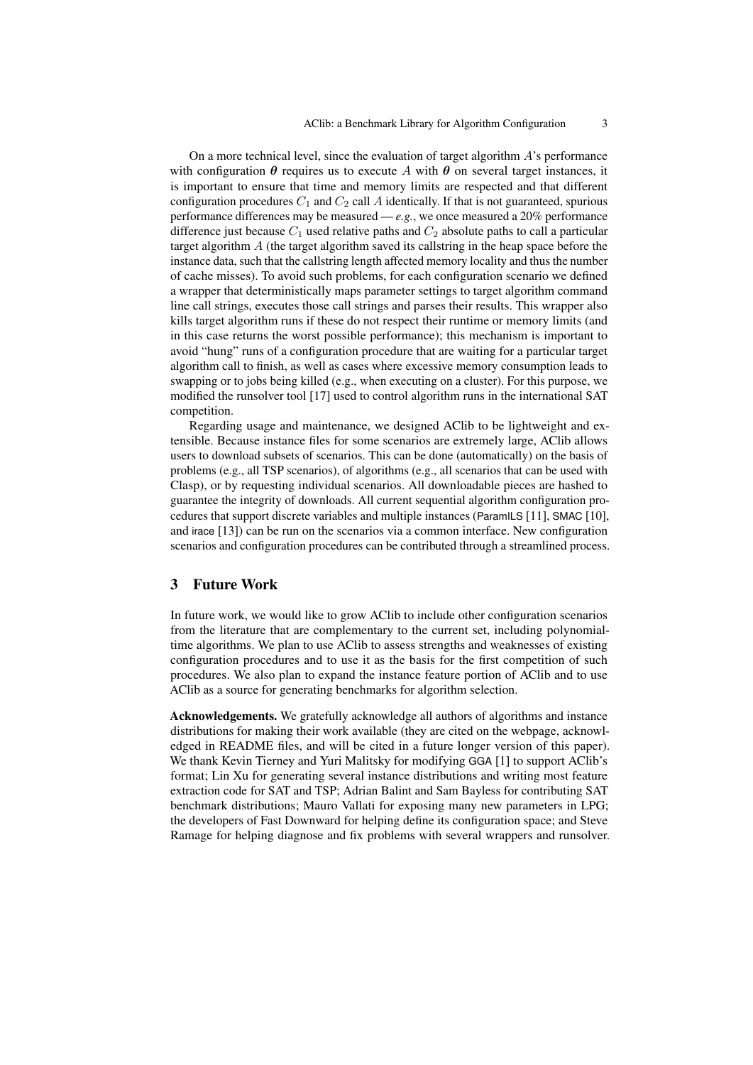On a more technical level, since the evaluation of target algorithm $A$'s performance with configuration $\boldsymbol{\theta}$ requires us to execute $A$ with $\boldsymbol{\theta}$ on several target instances, it is important to ensure that time and memory limits are respected and that different configuration procedures $C_1$ and $C_2$ call $A$ identically. If that is not guaranteed, spurious performance differences may be measured — *e.g.*, we once measured a 20% performance difference just because $C_1$ used relative paths and $C_2$ absolute paths to call a particular target algorithm $A$ (the target algorithm saved its callstring in the heap space before the instance data, such that the callstring length affected memory locality and thus the number of cache misses). To avoid such problems, for each configuration scenario we defined a wrapper that deterministically maps parameter settings to target algorithm command line call strings, executes those call strings and parses their results. This wrapper also kills target algorithm runs if these do not respect their runtime or memory limits (and in this case returns the worst possible performance); this mechanism is important to avoid "hung" runs of a configuration procedure that are waiting for a particular target algorithm call to finish, as well as cases where excessive memory consumption leads to swapping or to jobs being killed (e.g., when executing on a cluster). For this purpose, we modified the runsolver tool [17] used to control algorithm runs in the international SAT competition.

Regarding usage and maintenance, we designed AClib to be lightweight and extensible. Because instance files for some scenarios are extremely large, AClib allows users to download subsets of scenarios. This can be done (automatically) on the basis of problems (e.g., all TSP scenarios), of algorithms (e.g., all scenarios that can be used with Clasp), or by requesting individual scenarios. All downloadable pieces are hashed to guarantee the integrity of downloads. All current sequential algorithm configuration procedures that support discrete variables and multiple instances (ParamILS [11], SMAC [10], and irace [13]) can be run on the scenarios via a common interface. New configuration scenarios and configuration procedures can be contributed through a streamlined process.

## 3 Future Work

In future work, we would like to grow AClib to include other configuration scenarios from the literature that are complementary to the current set, including polynomial-time algorithms. We plan to use AClib to assess strengths and weaknesses of existing configuration procedures and to use it as the basis for the first competition of such procedures. We also plan to expand the instance feature portion of AClib and to use AClib as a source for generating benchmarks for algorithm selection.

**Acknowledgements.** We gratefully acknowledge all authors of algorithms and instance distributions for making their work available (they are cited on the webpage, acknowledged in README files, and will be cited in a future longer version of this paper). We thank Kevin Tierney and Yuri Malitsky for modifying GGA [1] to support AClib's format; Lin Xu for generating several instance distributions and writing most feature extraction code for SAT and TSP; Adrian Balint and Sam Bayless for contributing SAT benchmark distributions; Mauro Vallati for exposing many new parameters in LPG; the developers of Fast Downward for helping define its configuration space; and Steve Ramage for helping diagnose and fix problems with several wrappers and runsolver.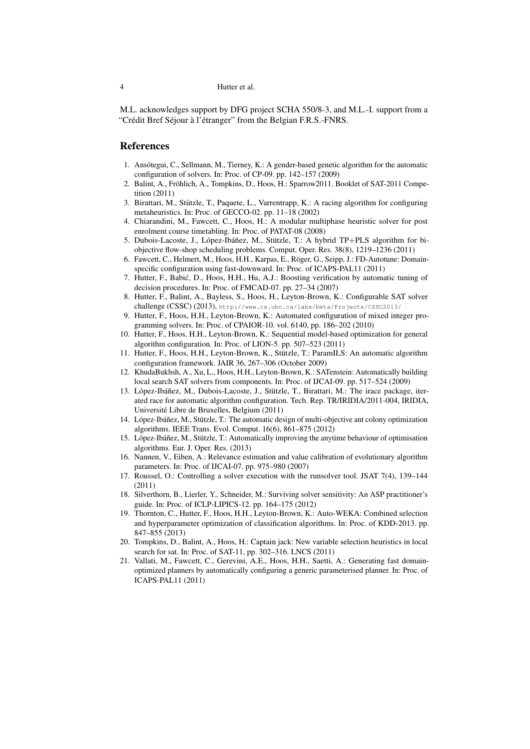M.L. acknowledges support by DFG project SCHA 550/8-3, and M.L.-I. support from a "Crédit Bref Séjour à l'étranger" from the Belgian F.R.S.-FNRS.

## References

1. Ansótegui, C., Sellmann, M., Tierney, K.: A gender-based genetic algorithm for the automatic configuration of solvers. In: Proc. of CP-09. pp. 142–157 (2009)
2. Balint, A., Fröhlich, A., Tompkins, D., Hoos, H.: Sparrow2011. Booklet of SAT-2011 Competition (2011)
3. Birattari, M., Stützle, T., Paquete, L., Varrentrapp, K.: A racing algorithm for configuring metaheuristics. In: Proc. of GECCO-02. pp. 11–18 (2002)
4. Chiarandini, M., Fawcett, C., Hoos, H.: A modular multiphase heuristic solver for post enrolment course timetabling. In: Proc. of PATAT-08 (2008)
5. Dubois-Lacoste, J., López-Ibáñez, M., Stützle, T.: A hybrid TP+PLS algorithm for bi-objective flow-shop scheduling problems. Comput. Oper. Res. 38(8), 1219–1236 (2011)
6. Fawcett, C., Helmert, M., Hoos, H.H., Karpas, E., Röger, G., Seipp, J.: FD-Autotune: Domain-specific configuration using fast-downward. In: Proc. of ICAPS-PAL11 (2011)
7. Hutter, F., Babić, D., Hoos, H.H., Hu, A.J.: Boosting verification by automatic tuning of decision procedures. In: Proc. of FMCAD-07. pp. 27–34 (2007)
8. Hutter, F., Balint, A., Bayless, S., Hoos, H., Leyton-Brown, K.: Configurable SAT solver challenge (CSSC) (2013), `http://www.cs.ubc.ca/labs/beta/Projects/CSSC2013/`
9. Hutter, F., Hoos, H.H., Leyton-Brown, K.: Automated configuration of mixed integer programming solvers. In: Proc. of CPAIOR-10. vol. 6140, pp. 186–202 (2010)
10. Hutter, F., Hoos, H.H., Leyton-Brown, K.: Sequential model-based optimization for general algorithm configuration. In: Proc. of LION-5. pp. 507–523 (2011)
11. Hutter, F., Hoos, H.H., Leyton-Brown, K., Stützle, T.: ParamILS: An automatic algorithm configuration framework. JAIR 36, 267–306 (October 2009)
12. KhudaBukhsh, A., Xu, L., Hoos, H.H., Leyton-Brown, K.: SATenstein: Automatically building local search SAT solvers from components. In: Proc. of IJCAI-09. pp. 517–524 (2009)
13. López-Ibáñez, M., Dubois-Lacoste, J., Stützle, T., Birattari, M.: The irace package, iterated race for automatic algorithm configuration. Tech. Rep. TR/IRIDIA/2011-004, IRIDIA, Université Libre de Bruxelles, Belgium (2011)
14. López-Ibáñez, M., Stützle, T.: The automatic design of multi-objective ant colony optimization algorithms. IEEE Trans. Evol. Comput. 16(6), 861–875 (2012)
15. López-Ibáñez, M., Stützle, T.: Automatically improving the anytime behaviour of optimisation algorithms. Eur. J. Oper. Res. (2013)
16. Nannen, V., Eiben, A.: Relevance estimation and value calibration of evolutionary algorithm parameters. In: Proc. of IJCAI-07. pp. 975–980 (2007)
17. Roussel, O.: Controlling a solver execution with the runsolver tool. JSAT 7(4), 139–144 (2011)
18. Silverthorn, B., Lierler, Y., Schneider, M.: Surviving solver sensitivity: An ASP practitioner's guide. In: Proc. of ICLP-LIPICS-12. pp. 164–175 (2012)
19. Thornton, C., Hutter, F., Hoos, H.H., Leyton-Brown, K.: Auto-WEKA: Combined selection and hyperparameter optimization of classification algorithms. In: Proc. of KDD-2013. pp. 847–855 (2013)
20. Tompkins, D., Balint, A., Hoos, H.: Captain jack: New variable selection heuristics in local search for sat. In: Proc. of SAT-11, pp. 302–316. LNCS (2011)
21. Vallati, M., Fawcett, C., Gerevini, A.E., Hoos, H.H., Saetti, A.: Generating fast domain-optimized planners by automatically configuring a generic parameterised planner. In: Proc. of ICAPS-PAL11 (2011)